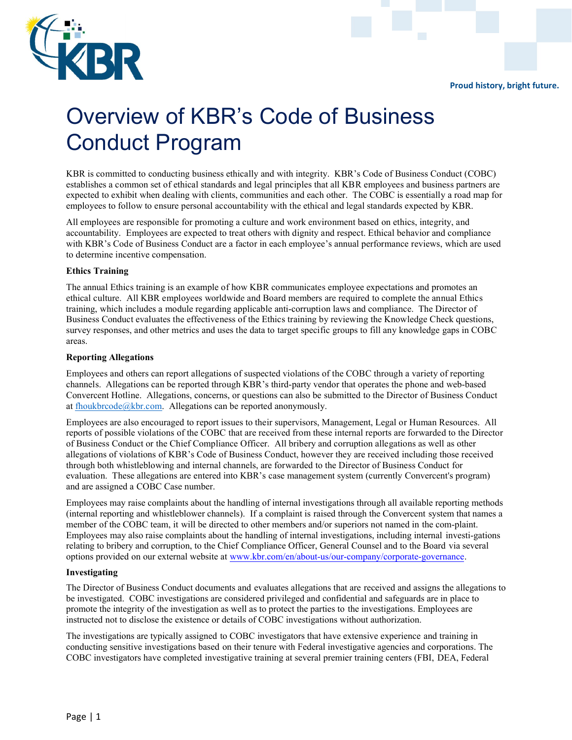Proud history, bright future.

# Overview of KBR's Code of Business Conduct Program

KBR is committed to conducting business ethically and with integrity. KBR's Code of Business Conduct (COBC) establishes a common set of ethical standards and legal principles that all KBR employees and business partners are expected to exhibit when dealing with clients, communities and each other. The COBC is essentially a road map for employees to follow to ensure personal accountability with the ethical and legal standards expected by KBR.

All employees are responsible for promoting a culture and work environment based on ethics, integrity, and accountability. Employees are expected to treat others with dignity and respect. Ethical behavior and compliance with KBR's Code of Business Conduct are a factor in each employee's annual performance reviews, which are used to determine incentive compensation.

**Ethics Training**

The annual Ethics training is an example of how KBR communicates employee expectations and promotes an ethical culture. All KBR employees worldwide and Board members are required to complete the annual Ethics training, which includes a module regarding applicable anti-corruption laws and compliance. The Director of Business Conduct evaluates the effectiveness of the Ethics training by reviewing the Knowledge Check questions, survey responses, and other metrics and uses the data to target specific groups to fill any knowledge gaps in COBC areas.

**Reporting Allegations**

Employees and others can report allegations of suspected violations of the COBC through a variety of reporting channels. Allegations can be reported through KBR's third-party vendor that operates the phone and web-based Convercent Hotline. Allegations, concerns, or questions can also be submitted to the Director of Business Conduct at [fhoukbrcode@kbr.com](mailto:fhoukbrcode@kbr.com). Allegations can be reported anonymously.

Employees are also encouraged to report issues to their supervisors, Management, Legal or Human Resources. All reports of possible violations of the COBC that are received from these internal reports are forwarded to the Director of Business Conduct or the Chief Compliance Officer. All bribery and corruption allegations as well as other allegations of violations of KBR's Code of Business Conduct, however they are received including those received through both whistleblowing and internal channels, are forwarded to the Director of Business Conduct for evaluation. These allegations are entered into KBR's case management system (currently Convercent's program) and are assigned a COBC Case number.

Employees may raise complaints about the handling of internal investigations through all available reporting methods (internal reporting and whistleblower channels). If a complaint is raised through the Convercent system that names a member of the COBC team, it will be directed to other members and/or superiors not named in the com-plaint. Employees may also raise complaints about the handling of internal investigations, including internal investi-gations relating to bribery and corruption, to the Chief Compliance Officer, General Counsel and to the Board via several options provided on our external website at [www.kbr.com/en/about-us/our-company/corporate-governance](http://www.kbr.com/en/about-us/our-company/corporate-governance).

**Investigating**

The Director of Business Conduct documents and evaluates allegations that are received and assigns the allegations to be investigated. COBC investigations are considered privileged and confidential and safeguards are in place to promote the integrity of the investigation as well as to protect the parties to the investigations. Employees are instructed not to disclose the existence or details of COBC investigations without authorization.

The investigations are typically assigned to COBC investigators that have extensive experience and training in conducting sensitive investigations based on their tenure with Federal investigative agencies and corporations. The COBC investigators have completed investigative training at several premier training centers (FBI, DEA, Federal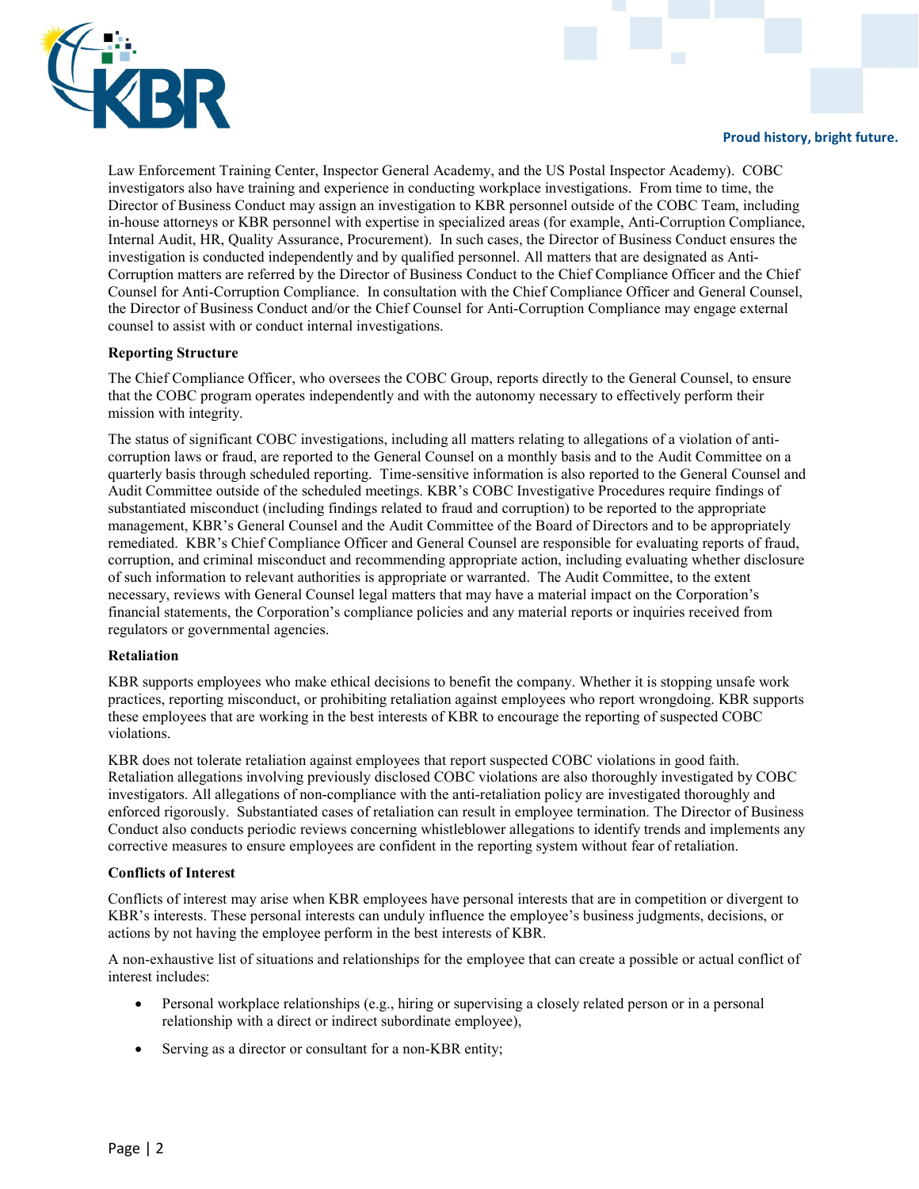Law Enforcement Training Center, Inspector General Academy, and the US Postal Inspector Academy). COBC investigators also have training and experience in conducting workplace investigations. From time to time, the Director of Business Conduct may assign an investigation to KBR personnel outside of the COBC Team, including in-house attorneys or KBR personnel with expertise in specialized areas (for example, Anti-Corruption Compliance, Internal Audit, HR, Quality Assurance, Procurement). In such cases, the Director of Business Conduct ensures the investigation is conducted independently and by qualified personnel. All matters that are designated as Anti-Corruption matters are referred by the Director of Business Conduct to the Chief Compliance Officer and the Chief Counsel for Anti-Corruption Compliance. In consultation with the Chief Compliance Officer and General Counsel, the Director of Business Conduct and/or the Chief Counsel for Anti-Corruption Compliance may engage external counsel to assist with or conduct internal investigations.

**Reporting Structure**

The Chief Compliance Officer, who oversees the COBC Group, reports directly to the General Counsel, to ensure that the COBC program operates independently and with the autonomy necessary to effectively perform their mission with integrity.

The status of significant COBC investigations, including all matters relating to allegations of a violation of anti-corruption laws or fraud, are reported to the General Counsel on a monthly basis and to the Audit Committee on a quarterly basis through scheduled reporting. Time-sensitive information is also reported to the General Counsel and Audit Committee outside of the scheduled meetings. KBR's COBC Investigative Procedures require findings of substantiated misconduct (including findings related to fraud and corruption) to be reported to the appropriate management, KBR's General Counsel and the Audit Committee of the Board of Directors and to be appropriately remediated. KBR's Chief Compliance Officer and General Counsel are responsible for evaluating reports of fraud, corruption, and criminal misconduct and recommending appropriate action, including evaluating whether disclosure of such information to relevant authorities is appropriate or warranted. The Audit Committee, to the extent necessary, reviews with General Counsel legal matters that may have a material impact on the Corporation's financial statements, the Corporation's compliance policies and any material reports or inquiries received from regulators or governmental agencies.

**Retaliation**

KBR supports employees who make ethical decisions to benefit the company. Whether it is stopping unsafe work practices, reporting misconduct, or prohibiting retaliation against employees who report wrongdoing. KBR supports these employees that are working in the best interests of KBR to encourage the reporting of suspected COBC violations.

KBR does not tolerate retaliation against employees that report suspected COBC violations in good faith. Retaliation allegations involving previously disclosed COBC violations are also thoroughly investigated by COBC investigators. All allegations of non-compliance with the anti-retaliation policy are investigated thoroughly and enforced rigorously. Substantiated cases of retaliation can result in employee termination. The Director of Business Conduct also conducts periodic reviews concerning whistleblower allegations to identify trends and implements any corrective measures to ensure employees are confident in the reporting system without fear of retaliation.

**Conflicts of Interest**

Conflicts of interest may arise when KBR employees have personal interests that are in competition or divergent to KBR's interests. These personal interests can unduly influence the employee's business judgments, decisions, or actions by not having the employee perform in the best interests of KBR.

A non-exhaustive list of situations and relationships for the employee that can create a possible or actual conflict of interest includes:

- Personal workplace relationships (e.g., hiring or supervising a closely related person or in a personal relationship with a direct or indirect subordinate employee),
- Serving as a director or consultant for a non-KBR entity;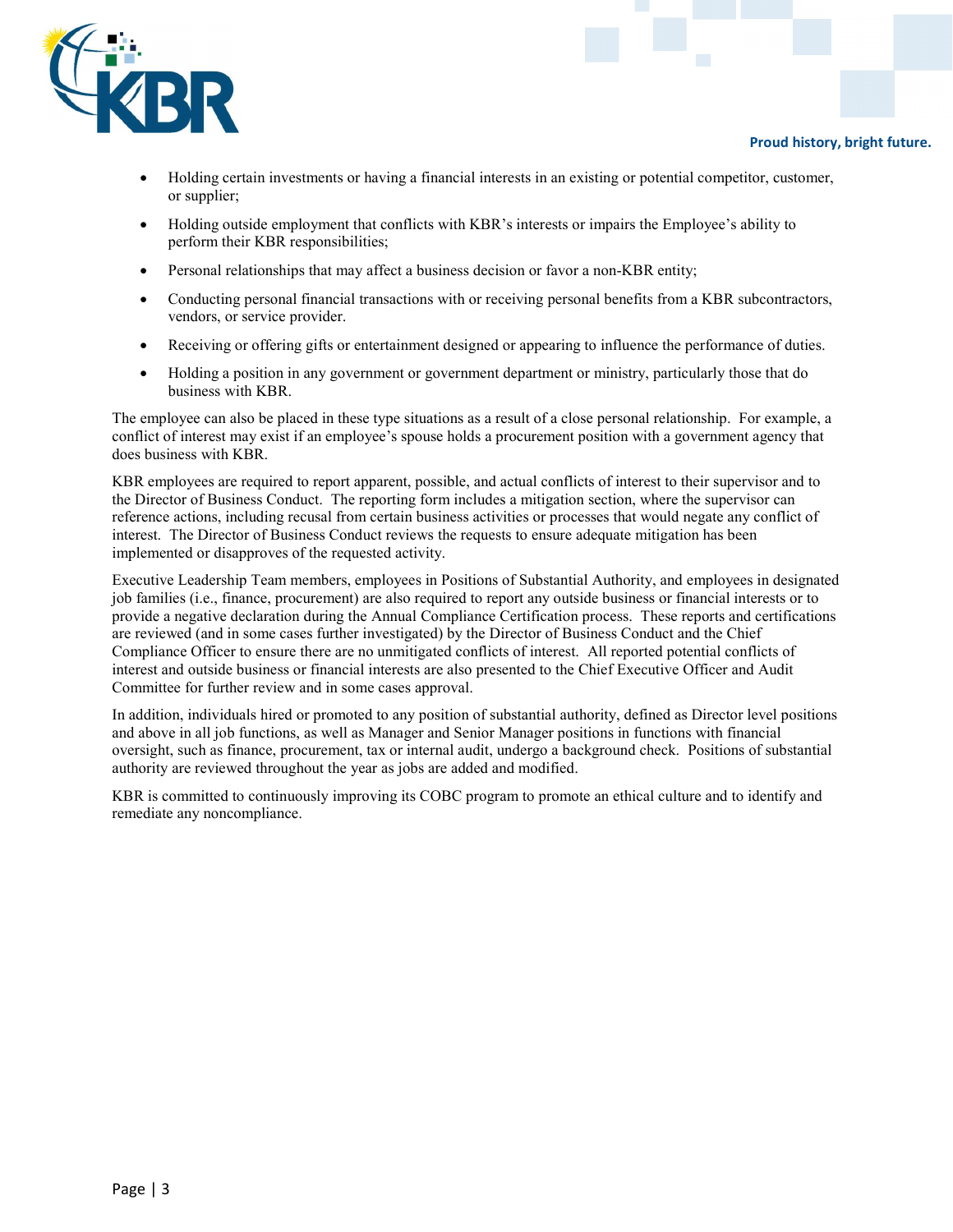- Holding certain investments or having a financial interests in an existing or potential competitor, customer, or supplier;
- Holding outside employment that conflicts with KBR's interests or impairs the Employee's ability to perform their KBR responsibilities;
- Personal relationships that may affect a business decision or favor a non-KBR entity;
- Conducting personal financial transactions with or receiving personal benefits from a KBR subcontractors, vendors, or service provider.
- Receiving or offering gifts or entertainment designed or appearing to influence the performance of duties.
- Holding a position in any government or government department or ministry, particularly those that do business with KBR.

The employee can also be placed in these type situations as a result of a close personal relationship. For example, a conflict of interest may exist if an employee's spouse holds a procurement position with a government agency that does business with KBR.

KBR employees are required to report apparent, possible, and actual conflicts of interest to their supervisor and to the Director of Business Conduct. The reporting form includes a mitigation section, where the supervisor can reference actions, including recusal from certain business activities or processes that would negate any conflict of interest. The Director of Business Conduct reviews the requests to ensure adequate mitigation has been implemented or disapproves of the requested activity.

Executive Leadership Team members, employees in Positions of Substantial Authority, and employees in designated job families (i.e., finance, procurement) are also required to report any outside business or financial interests or to provide a negative declaration during the Annual Compliance Certification process. These reports and certifications are reviewed (and in some cases further investigated) by the Director of Business Conduct and the Chief Compliance Officer to ensure there are no unmitigated conflicts of interest. All reported potential conflicts of interest and outside business or financial interests are also presented to the Chief Executive Officer and Audit Committee for further review and in some cases approval.

In addition, individuals hired or promoted to any position of substantial authority, defined as Director level positions and above in all job functions, as well as Manager and Senior Manager positions in functions with financial oversight, such as finance, procurement, tax or internal audit, undergo a background check. Positions of substantial authority are reviewed throughout the year as jobs are added and modified.

KBR is committed to continuously improving its COBC program to promote an ethical culture and to identify and remediate any noncompliance.